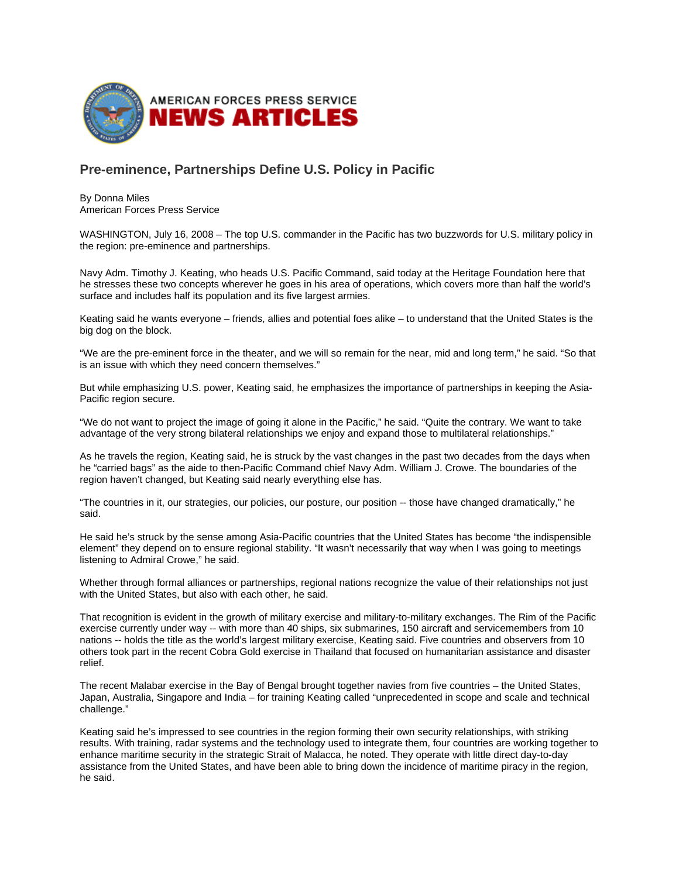AMERICAN FORCES PRESS SERVICE
**NEWS ARTICLES**

## Pre-eminence, Partnerships Define U.S. Policy in Pacific

By Donna Miles
American Forces Press Service

WASHINGTON, July 16, 2008 – The top U.S. commander in the Pacific has two buzzwords for U.S. military policy in the region: pre-eminence and partnerships.

Navy Adm. Timothy J. Keating, who heads U.S. Pacific Command, said today at the Heritage Foundation here that he stresses these two concepts wherever he goes in his area of operations, which covers more than half the world's surface and includes half its population and its five largest armies.

Keating said he wants everyone – friends, allies and potential foes alike – to understand that the United States is the big dog on the block.

"We are the pre-eminent force in the theater, and we will so remain for the near, mid and long term," he said. "So that is an issue with which they need concern themselves."

But while emphasizing U.S. power, Keating said, he emphasizes the importance of partnerships in keeping the Asia-Pacific region secure.

"We do not want to project the image of going it alone in the Pacific," he said. "Quite the contrary. We want to take advantage of the very strong bilateral relationships we enjoy and expand those to multilateral relationships."

As he travels the region, Keating said, he is struck by the vast changes in the past two decades from the days when he "carried bags" as the aide to then-Pacific Command chief Navy Adm. William J. Crowe. The boundaries of the region haven't changed, but Keating said nearly everything else has.

"The countries in it, our strategies, our policies, our posture, our position -- those have changed dramatically," he said.

He said he's struck by the sense among Asia-Pacific countries that the United States has become "the indispensible element" they depend on to ensure regional stability. "It wasn't necessarily that way when I was going to meetings listening to Admiral Crowe," he said.

Whether through formal alliances or partnerships, regional nations recognize the value of their relationships not just with the United States, but also with each other, he said.

That recognition is evident in the growth of military exercise and military-to-military exchanges. The Rim of the Pacific exercise currently under way -- with more than 40 ships, six submarines, 150 aircraft and servicemembers from 10 nations -- holds the title as the world's largest military exercise, Keating said. Five countries and observers from 10 others took part in the recent Cobra Gold exercise in Thailand that focused on humanitarian assistance and disaster relief.

The recent Malabar exercise in the Bay of Bengal brought together navies from five countries – the United States, Japan, Australia, Singapore and India – for training Keating called "unprecedented in scope and scale and technical challenge."

Keating said he's impressed to see countries in the region forming their own security relationships, with striking results. With training, radar systems and the technology used to integrate them, four countries are working together to enhance maritime security in the strategic Strait of Malacca, he noted. They operate with little direct day-to-day assistance from the United States, and have been able to bring down the incidence of maritime piracy in the region, he said.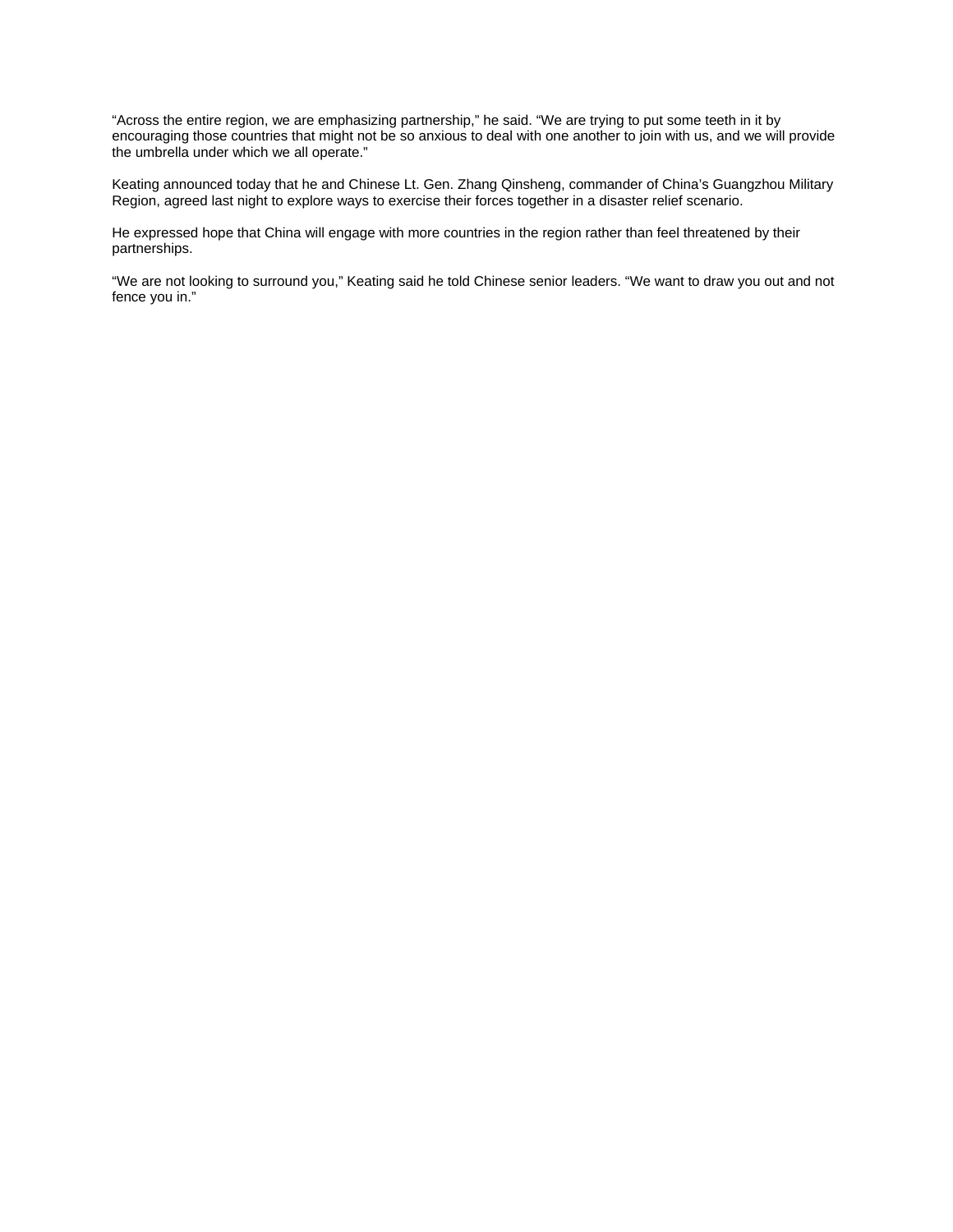"Across the entire region, we are emphasizing partnership," he said. "We are trying to put some teeth in it by encouraging those countries that might not be so anxious to deal with one another to join with us, and we will provide the umbrella under which we all operate."

Keating announced today that he and Chinese Lt. Gen. Zhang Qinsheng, commander of China's Guangzhou Military Region, agreed last night to explore ways to exercise their forces together in a disaster relief scenario.

He expressed hope that China will engage with more countries in the region rather than feel threatened by their partnerships.

"We are not looking to surround you," Keating said he told Chinese senior leaders. "We want to draw you out and not fence you in."